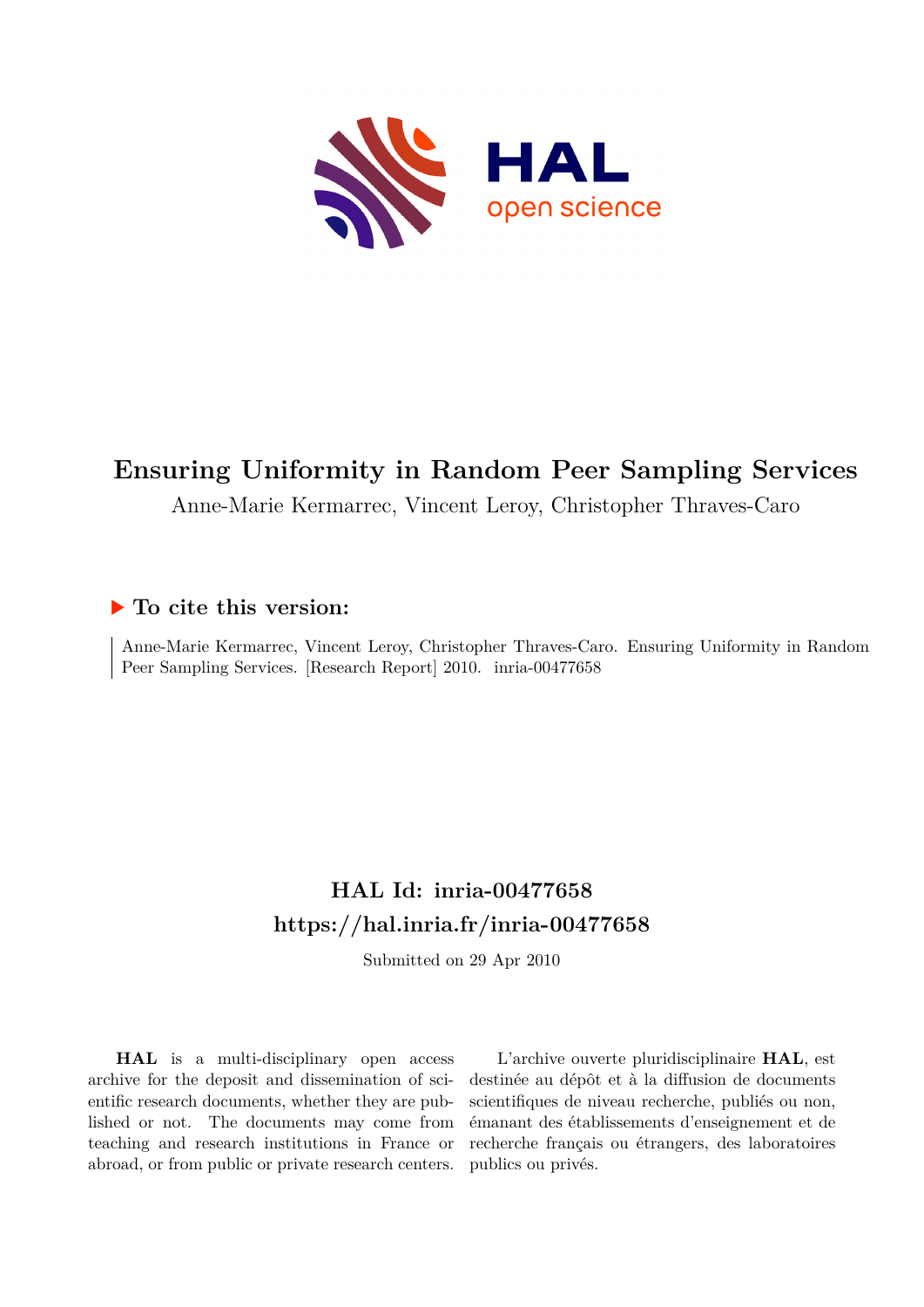# Ensuring Uniformity in Random Peer Sampling Services

Anne-Marie Kermarrec, Vincent Leroy, Christopher Thraves-Caro

## ▶ To cite this version:

Anne-Marie Kermarrec, Vincent Leroy, Christopher Thraves-Caro. Ensuring Uniformity in Random Peer Sampling Services. [Research Report] 2010. inria-00477658

## HAL Id: inria-00477658

## https://hal.inria.fr/inria-00477658

Submitted on 29 Apr 2010

**HAL** is a multi-disciplinary open access archive for the deposit and dissemination of scientific research documents, whether they are published or not. The documents may come from teaching and research institutions in France or abroad, or from public or private research centers.

L'archive ouverte pluridisciplinaire **HAL**, est destinée au dépôt et à la diffusion de documents scientifiques de niveau recherche, publiés ou non, émanant des établissements d'enseignement et de recherche français ou étrangers, des laboratoires publics ou privés.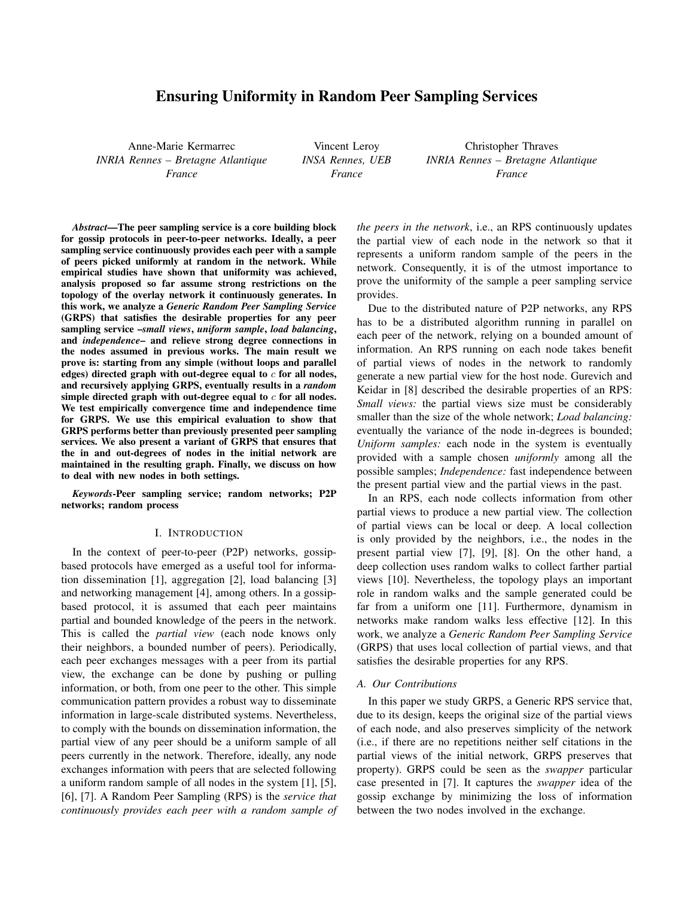# Ensuring Uniformity in Random Peer Sampling Services

Anne-Marie Kermarrec
*INRIA Rennes – Bretagne Atlantique*
*France*

Vincent Leroy
*INSA Rennes, UEB*
*France*

Christopher Thraves
*INRIA Rennes – Bretagne Atlantique*
*France*

***Abstract*—The peer sampling service is a core building block for gossip protocols in peer-to-peer networks. Ideally, a peer sampling service continuously provides each peer with a sample of peers picked uniformly at random in the network. While empirical studies have shown that uniformity was achieved, analysis proposed so far assume strong restrictions on the topology of the overlay network it continuously generates. In this work, we analyze a *Generic Random Peer Sampling Service* (GRPS) that satisfies the desirable properties for any peer sampling service –*small views*, *uniform sample*, *load balancing*, and *independence*– and relieve strong degree connections in the nodes assumed in previous works. The main result we prove is: starting from any simple (without loops and parallel edges) directed graph with out-degree equal to $c$ for all nodes, and recursively applying GRPS, eventually results in a *random* simple directed graph with out-degree equal to $c$ for all nodes. We test empirically convergence time and independence time for GRPS. We use this empirical evaluation to show that GRPS performs better than previously presented peer sampling services. We also present a variant of GRPS that ensures that the in and out-degrees of nodes in the initial network are maintained in the resulting graph. Finally, we discuss on how to deal with new nodes in both settings.**

***Keywords*-Peer sampling service; random networks; P2P networks; random process**

## I. Introduction

In the context of peer-to-peer (P2P) networks, gossip-based protocols have emerged as a useful tool for information dissemination [1], aggregation [2], load balancing [3] and networking management [4], among others. In a gossip-based protocol, it is assumed that each peer maintains partial and bounded knowledge of the peers in the network. This is called the *partial view* (each node knows only their neighbors, a bounded number of peers). Periodically, each peer exchanges messages with a peer from its partial view, the exchange can be done by pushing or pulling information, or both, from one peer to the other. This simple communication pattern provides a robust way to disseminate information in large-scale distributed systems. Nevertheless, to comply with the bounds on dissemination information, the partial view of any peer should be a uniform sample of all peers currently in the network. Therefore, ideally, any node exchanges information with peers that are selected following a uniform random sample of all nodes in the system [1], [5], [6], [7]. A Random Peer Sampling (RPS) is the *service that continuously provides each peer with a random sample of the peers in the network*, i.e., an RPS continuously updates the partial view of each node in the network so that it represents a uniform random sample of the peers in the network. Consequently, it is of the utmost importance to prove the uniformity of the sample a peer sampling service provides.

Due to the distributed nature of P2P networks, any RPS has to be a distributed algorithm running in parallel on each peer of the network, relying on a bounded amount of information. An RPS running on each node takes benefit of partial views of nodes in the network to randomly generate a new partial view for the host node. Gurevich and Keidar in [8] described the desirable properties of an RPS: *Small views:* the partial views size must be considerably smaller than the size of the whole network; *Load balancing:* eventually the variance of the node in-degrees is bounded; *Uniform samples:* each node in the system is eventually provided with a sample chosen *uniformly* among all the possible samples; *Independence:* fast independence between the present partial view and the partial views in the past.

In an RPS, each node collects information from other partial views to produce a new partial view. The collection of partial views can be local or deep. A local collection is only provided by the neighbors, i.e., the nodes in the present partial view [7], [9], [8]. On the other hand, a deep collection uses random walks to collect farther partial views [10]. Nevertheless, the topology plays an important role in random walks and the sample generated could be far from a uniform one [11]. Furthermore, dynamism in networks make random walks less effective [12]. In this work, we analyze a *Generic Random Peer Sampling Service* (GRPS) that uses local collection of partial views, and that satisfies the desirable properties for any RPS.

### A. Our Contributions

In this paper we study GRPS, a Generic RPS service that, due to its design, keeps the original size of the partial views of each node, and also preserves simplicity of the network (i.e., if there are no repetitions neither self citations in the partial views of the initial network, GRPS preserves that property). GRPS could be seen as the *swapper* particular case presented in [7]. It captures the *swapper* idea of the gossip exchange by minimizing the loss of information between the two nodes involved in the exchange.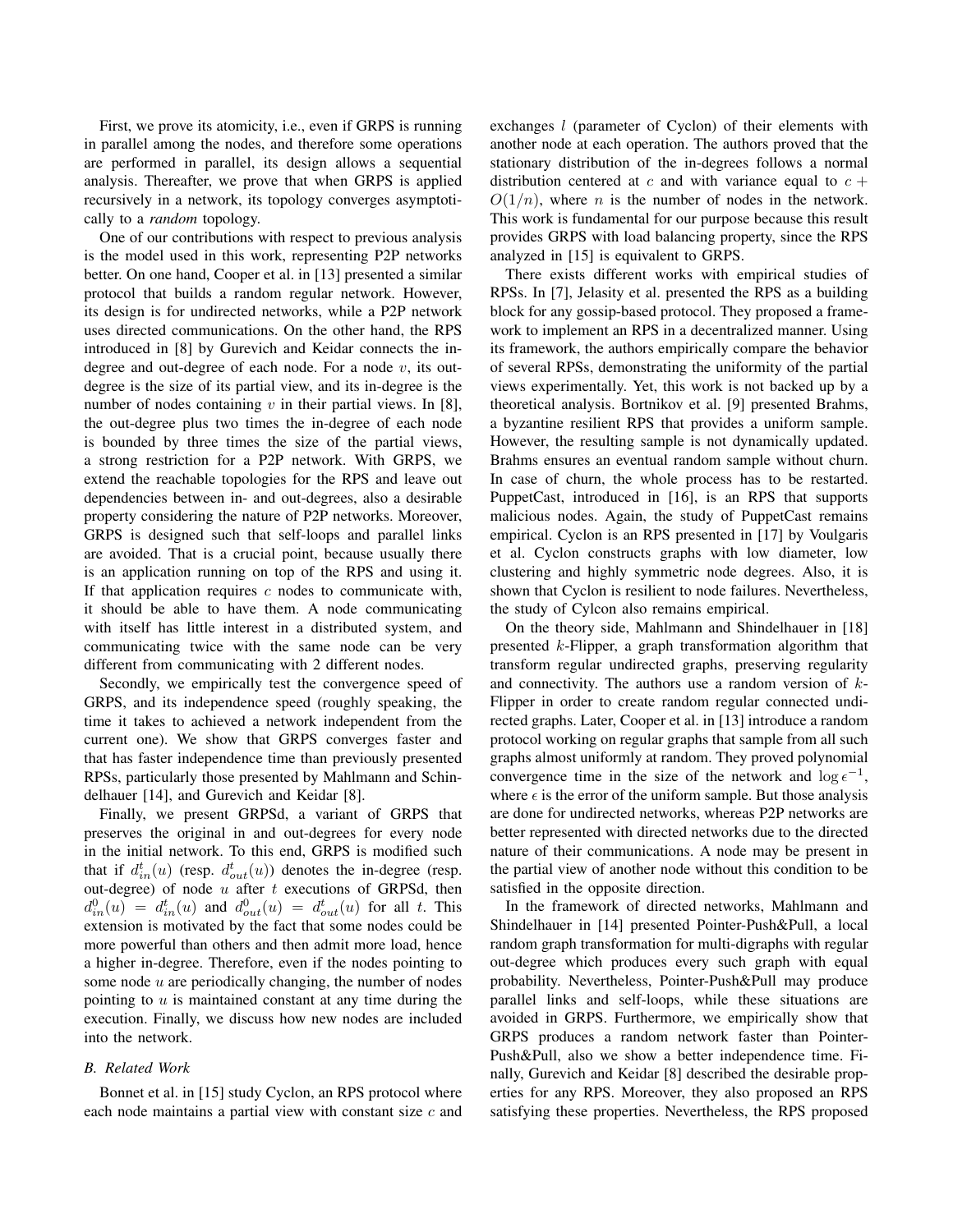First, we prove its atomicity, i.e., even if GRPS is running in parallel among the nodes, and therefore some operations are performed in parallel, its design allows a sequential analysis. Thereafter, we prove that when GRPS is applied recursively in a network, its topology converges asymptotically to a *random* topology.

One of our contributions with respect to previous analysis is the model used in this work, representing P2P networks better. On one hand, Cooper et al. in [13] presented a similar protocol that builds a random regular network. However, its design is for undirected networks, while a P2P network uses directed communications. On the other hand, the RPS introduced in [8] by Gurevich and Keidar connects the in-degree and out-degree of each node. For a node $v$, its out-degree is the size of its partial view, and its in-degree is the number of nodes containing $v$ in their partial views. In [8], the out-degree plus two times the in-degree of each node is bounded by three times the size of the partial views, a strong restriction for a P2P network. With GRPS, we extend the reachable topologies for the RPS and leave out dependencies between in- and out-degrees, also a desirable property considering the nature of P2P networks. Moreover, GRPS is designed such that self-loops and parallel links are avoided. That is a crucial point, because usually there is an application running on top of the RPS and using it. If that application requires $c$ nodes to communicate with, it should be able to have them. A node communicating with itself has little interest in a distributed system, and communicating twice with the same node can be very different from communicating with 2 different nodes.

Secondly, we empirically test the convergence speed of GRPS, and its independence speed (roughly speaking, the time it takes to achieved a network independent from the current one). We show that GRPS converges faster and that has faster independence time than previously presented RPSs, particularly those presented by Mahlmann and Schindelhauer [14], and Gurevich and Keidar [8].

Finally, we present GRPSd, a variant of GRPS that preserves the original in and out-degrees for every node in the initial network. To this end, GRPS is modified such that if $d^t_{in}(u)$ (resp. $d^t_{out}(u)$) denotes the in-degree (resp. out-degree) of node $u$ after $t$ executions of GRPSd, then $d^0_{in}(u) = d^t_{in}(u)$ and $d^0_{out}(u) = d^t_{out}(u)$ for all $t$. This extension is motivated by the fact that some nodes could be more powerful than others and then admit more load, hence a higher in-degree. Therefore, even if the nodes pointing to some node $u$ are periodically changing, the number of nodes pointing to $u$ is maintained constant at any time during the execution. Finally, we discuss how new nodes are included into the network.

### B. Related Work

Bonnet et al. in [15] study Cyclon, an RPS protocol where each node maintains a partial view with constant size $c$ and exchanges $l$ (parameter of Cyclon) of their elements with another node at each operation. The authors proved that the stationary distribution of the in-degrees follows a normal distribution centered at $c$ and with variance equal to $c + O(1/n)$, where $n$ is the number of nodes in the network. This work is fundamental for our purpose because this result provides GRPS with load balancing property, since the RPS analyzed in [15] is equivalent to GRPS.

There exists different works with empirical studies of RPSs. In [7], Jelasity et al. presented the RPS as a building block for any gossip-based protocol. They proposed a framework to implement an RPS in a decentralized manner. Using its framework, the authors empirically compare the behavior of several RPSs, demonstrating the uniformity of the partial views experimentally. Yet, this work is not backed up by a theoretical analysis. Bortnikov et al. [9] presented Brahms, a byzantine resilient RPS that provides a uniform sample. However, the resulting sample is not dynamically updated. Brahms ensures an eventual random sample without churn. In case of churn, the whole process has to be restarted. PuppetCast, introduced in [16], is an RPS that supports malicious nodes. Again, the study of PuppetCast remains empirical. Cyclon is an RPS presented in [17] by Voulgaris et al. Cyclon constructs graphs with low diameter, low clustering and highly symmetric node degrees. Also, it is shown that Cyclon is resilient to node failures. Nevertheless, the study of Cylcon also remains empirical.

On the theory side, Mahlmann and Shindelhauer in [18] presented $k$-Flipper, a graph transformation algorithm that transform regular undirected graphs, preserving regularity and connectivity. The authors use a random version of $k$-Flipper in order to create random regular connected undirected graphs. Later, Cooper et al. in [13] introduce a random protocol working on regular graphs that sample from all such graphs almost uniformly at random. They proved polynomial convergence time in the size of the network and $\log \epsilon^{-1}$, where $\epsilon$ is the error of the uniform sample. But those analysis are done for undirected networks, whereas P2P networks are better represented with directed networks due to the directed nature of their communications. A node may be present in the partial view of another node without this condition to be satisfied in the opposite direction.

In the framework of directed networks, Mahlmann and Shindelhauer in [14] presented Pointer-Push&Pull, a local random graph transformation for multi-digraphs with regular out-degree which produces every such graph with equal probability. Nevertheless, Pointer-Push&Pull may produce parallel links and self-loops, while these situations are avoided in GRPS. Furthermore, we empirically show that GRPS produces a random network faster than Pointer-Push&Pull, also we show a better independence time. Finally, Gurevich and Keidar [8] described the desirable properties for any RPS. Moreover, they also proposed an RPS satisfying these properties. Nevertheless, the RPS proposed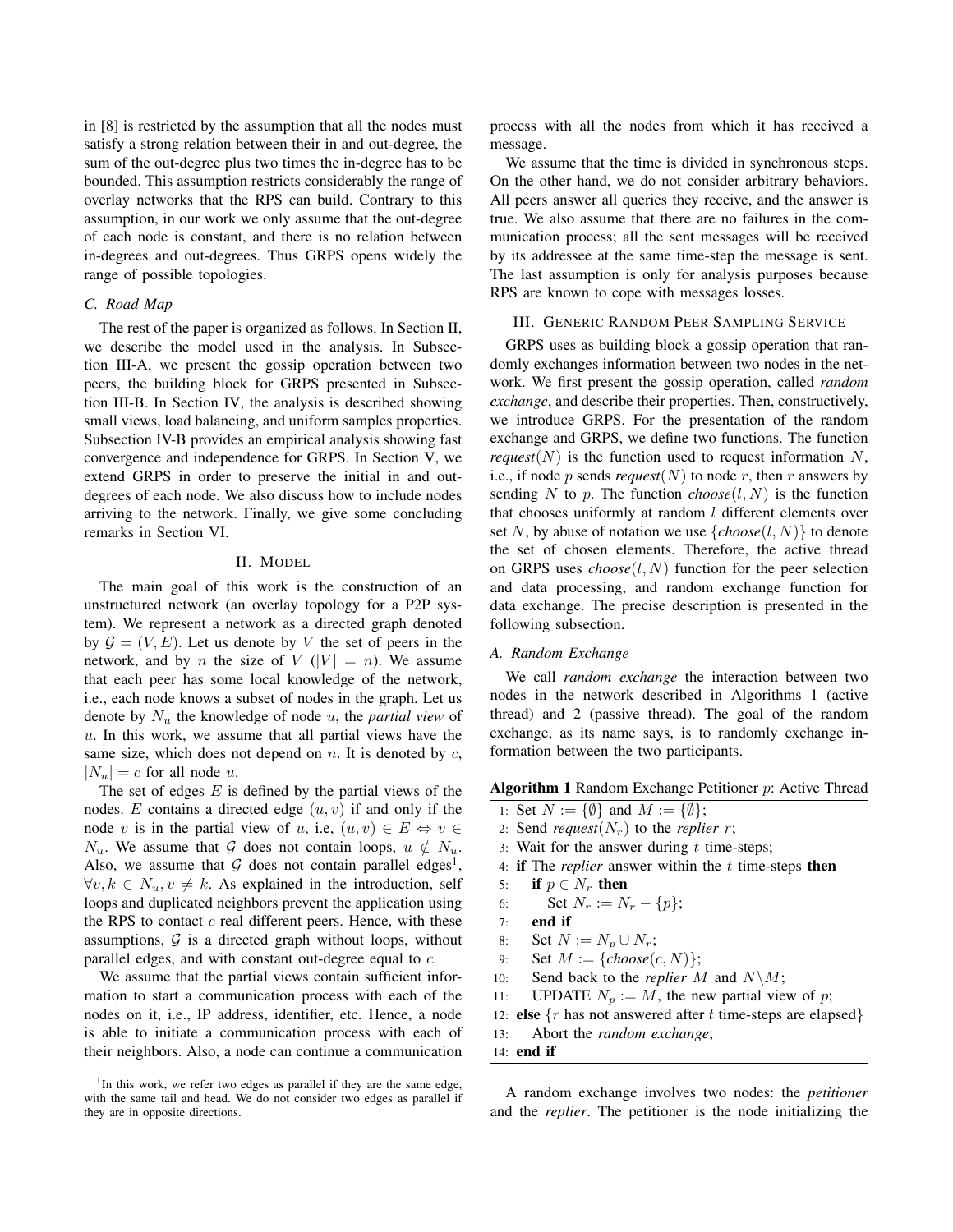in [8] is restricted by the assumption that all the nodes must satisfy a strong relation between their in and out-degree, the sum of the out-degree plus two times the in-degree has to be bounded. This assumption restricts considerably the range of overlay networks that the RPS can build. Contrary to this assumption, in our work we only assume that the out-degree of each node is constant, and there is no relation between in-degrees and out-degrees. Thus GRPS opens widely the range of possible topologies.

### C. Road Map

The rest of the paper is organized as follows. In Section II, we describe the model used in the analysis. In Subsection III-A, we present the gossip operation between two peers, the building block for GRPS presented in Subsection III-B. In Section IV, the analysis is described showing small views, load balancing, and uniform samples properties. Subsection IV-B provides an empirical analysis showing fast convergence and independence for GRPS. In Section V, we extend GRPS in order to preserve the initial in and out-degrees of each node. We also discuss how to include nodes arriving to the network. Finally, we give some concluding remarks in Section VI.

## II. Model

The main goal of this work is the construction of an unstructured network (an overlay topology for a P2P system). We represent a network as a directed graph denoted by $\mathcal{G} = (V, E)$. Let us denote by $V$ the set of peers in the network, and by $n$ the size of $V$ ($|V| = n$). We assume that each peer has some local knowledge of the network, i.e., each node knows a subset of nodes in the graph. Let us denote by $N_u$ the knowledge of node $u$, the *partial view* of $u$. In this work, we assume that all partial views have the same size, which does not depend on $n$. It is denoted by $c$, $|N_u| = c$ for all node $u$.

The set of edges $E$ is defined by the partial views of the nodes. $E$ contains a directed edge $(u, v)$ if and only if the node $v$ is in the partial view of $u$, i.e, $(u, v) \in E \Leftrightarrow v \in N_u$. We assume that $\mathcal{G}$ does not contain loops, $u \notin N_u$. Also, we assume that $\mathcal{G}$ does not contain parallel edges[1], $\forall v, k \in N_u, v \neq k$. As explained in the introduction, self loops and duplicated neighbors prevent the application using the RPS to contact $c$ real different peers. Hence, with these assumptions, $\mathcal{G}$ is a directed graph without loops, without parallel edges, and with constant out-degree equal to $c$.

We assume that the partial views contain sufficient information to start a communication process with each of the nodes on it, i.e., IP address, identifier, etc. Hence, a node is able to initiate a communication process with each of their neighbors. Also, a node can continue a communication process with all the nodes from which it has received a message.

We assume that the time is divided in synchronous steps. On the other hand, we do not consider arbitrary behaviors. All peers answer all queries they receive, and the answer is true. We also assume that there are no failures in the communication process; all the sent messages will be received by its addressee at the same time-step the message is sent. The last assumption is only for analysis purposes because RPS are known to cope with messages losses.

## III. Generic Random Peer Sampling Service

GRPS uses as building block a gossip operation that randomly exchanges information between two nodes in the network. We first present the gossip operation, called *random exchange*, and describe their properties. Then, constructively, we introduce GRPS. For the presentation of the random exchange and GRPS, we define two functions. The function *request*$(N)$ is the function used to request information $N$, i.e., if node $p$ sends *request*$(N)$ to node $r$, then $r$ answers by sending $N$ to $p$. The function *choose*$(l, N)$ is the function that chooses uniformly at random $l$ different elements over set $N$, by abuse of notation we use $\{\textit{choose}(l, N)\}$ to denote the set of chosen elements. Therefore, the active thread on GRPS uses *choose*$(l, N)$ function for the peer selection and data processing, and random exchange function for data exchange. The precise description is presented in the following subsection.

### A. Random Exchange

We call *random exchange* the interaction between two nodes in the network described in Algorithms 1 (active thread) and 2 (passive thread). The goal of the random exchange, as its name says, is to randomly exchange information between the two participants.

**Algorithm 1** Random Exchange Petitioner $p$: Active Thread

```
1:  Set N := {∅} and M := {∅};
2:  Send request(N_r) to the replier r;
3:  Wait for the answer during t time-steps;
4:  if The replier answer within the t time-steps then
5:      if p ∈ N_r then
6:          Set N_r := N_r − {p};
7:      end if
8:      Set N := N_p ∪ N_r;
9:      Set M := {choose(c, N)};
10:     Send back to the replier M and N\M;
11:     UPDATE N_p := M, the new partial view of p;
12: else {r has not answered after t time-steps are elapsed}
13:     Abort the random exchange;
14: end if
```

A random exchange involves two nodes: the *petitioner* and the *replier*. The petitioner is the node initializing the

[1] In this work, we refer two edges as parallel if they are the same edge, with the same tail and head. We do not consider two edges as parallel if they are in opposite directions.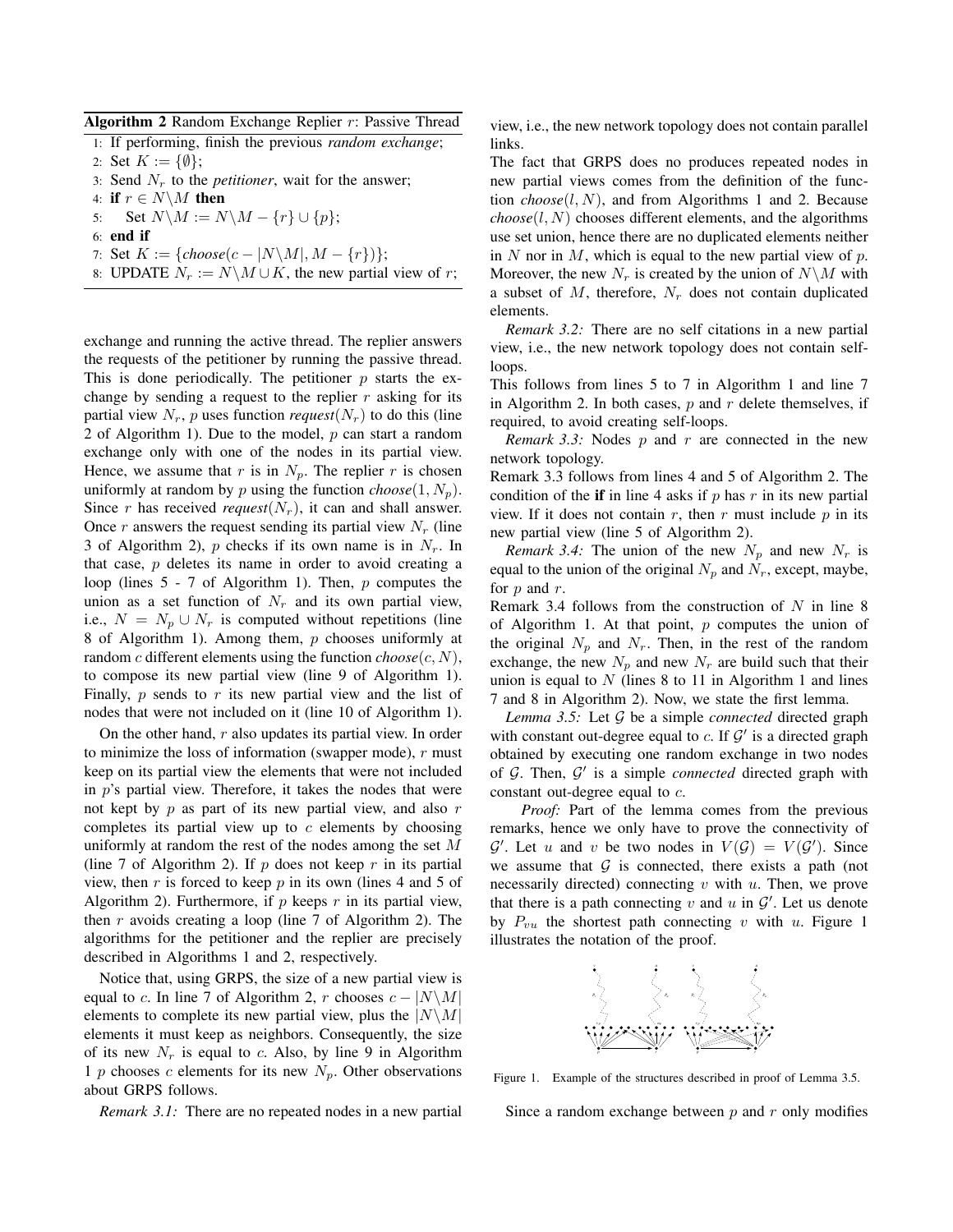**Algorithm 2** Random Exchange Replier $r$: Passive Thread

1: If performing, finish the previous *random exchange*;
2: Set $K := \{\emptyset\}$;
3: Send $N_r$ to the *petitioner*, wait for the answer;
4: **if** $r \in N \backslash M$ **then**
5: Set $N \backslash M := N \backslash M - \{r\} \cup \{p\}$;
6: **end if**
7: Set $K := \{choose(c - |N \backslash M|, M - \{r\})\}$;
8: UPDATE $N_r := N \backslash M \cup K$, the new partial view of $r$;

exchange and running the active thread. The replier answers the requests of the petitioner by running the passive thread. This is done periodically. The petitioner $p$ starts the exchange by sending a request to the replier $r$ asking for its partial view $N_r$, $p$ uses function *request*($N_r$) to do this (line 2 of Algorithm 1). Due to the model, $p$ can start a random exchange only with one of the nodes in its partial view. Hence, we assume that $r$ is in $N_p$. The replier $r$ is chosen uniformly at random by $p$ using the function *choose*($1, N_p$). Since $r$ has received *request*($N_r$), it can and shall answer. Once $r$ answers the request sending its partial view $N_r$ (line 3 of Algorithm 2), $p$ checks if its own name is in $N_r$. In that case, $p$ deletes its name in order to avoid creating a loop (lines 5 - 7 of Algorithm 1). Then, $p$ computes the union as a set function of $N_r$ and its own partial view, i.e., $N = N_p \cup N_r$ is computed without repetitions (line 8 of Algorithm 1). Among them, $p$ chooses uniformly at random $c$ different elements using the function *choose*($c, N$), to compose its new partial view (line 9 of Algorithm 1). Finally, $p$ sends to $r$ its new partial view and the list of nodes that were not included on it (line 10 of Algorithm 1).

On the other hand, $r$ also updates its partial view. In order to minimize the loss of information (swapper mode), $r$ must keep on its partial view the elements that were not included in $p$'s partial view. Therefore, it takes the nodes that were not kept by $p$ as part of its new partial view, and also $r$ completes its partial view up to $c$ elements by choosing uniformly at random the rest of the nodes among the set $M$ (line 7 of Algorithm 2). If $p$ does not keep $r$ in its partial view, then $r$ is forced to keep $p$ in its own (lines 4 and 5 of Algorithm 2). Furthermore, if $p$ keeps $r$ in its partial view, then $r$ avoids creating a loop (line 7 of Algorithm 2). The algorithms for the petitioner and the replier are precisely described in Algorithms 1 and 2, respectively.

Notice that, using GRPS, the size of a new partial view is equal to $c$. In line 7 of Algorithm 2, $r$ chooses $c - |N \backslash M|$ elements to complete its new partial view, plus the $|N \backslash M|$ elements it must keep as neighbors. Consequently, the size of its new $N_r$ is equal to $c$. Also, by line 9 in Algorithm 1 $p$ chooses $c$ elements for its new $N_p$. Other observations about GRPS follows.

*Remark 3.1:* There are no repeated nodes in a new partial view, i.e., the new network topology does not contain parallel links.

The fact that GRPS does no produces repeated nodes in new partial views comes from the definition of the function *choose*($l, N$), and from Algorithms 1 and 2. Because *choose*($l, N$) chooses different elements, and the algorithms use set union, hence there are no duplicated elements neither in $N$ nor in $M$, which is equal to the new partial view of $p$. Moreover, the new $N_r$ is created by the union of $N \backslash M$ with a subset of $M$, therefore, $N_r$ does not contain duplicated elements.

*Remark 3.2:* There are no self citations in a new partial view, i.e., the new network topology does not contain self-loops.

This follows from lines 5 to 7 in Algorithm 1 and line 7 in Algorithm 2. In both cases, $p$ and $r$ delete themselves, if required, to avoid creating self-loops.

*Remark 3.3:* Nodes $p$ and $r$ are connected in the new network topology.

Remark 3.3 follows from lines 4 and 5 of Algorithm 2. The condition of the **if** in line 4 asks if $p$ has $r$ in its new partial view. If it does not contain $r$, then $r$ must include $p$ in its new partial view (line 5 of Algorithm 2).

*Remark 3.4:* The union of the new $N_p$ and new $N_r$ is equal to the union of the original $N_p$ and $N_r$, except, maybe, for $p$ and $r$.

Remark 3.4 follows from the construction of $N$ in line 8 of Algorithm 1. At that point, $p$ computes the union of the original $N_p$ and $N_r$. Then, in the rest of the random exchange, the new $N_p$ and new $N_r$ are build such that their union is equal to $N$ (lines 8 to 11 in Algorithm 1 and lines 7 and 8 in Algorithm 2). Now, we state the first lemma.

*Lemma 3.5:* Let $\mathcal{G}$ be a simple *connected* directed graph with constant out-degree equal to $c$. If $\mathcal{G}'$ is a directed graph obtained by executing one random exchange in two nodes of $\mathcal{G}$. Then, $\mathcal{G}'$ is a simple *connected* directed graph with constant out-degree equal to $c$.

*Proof:* Part of the lemma comes from the previous remarks, hence we only have to prove the connectivity of $\mathcal{G}'$. Let $u$ and $v$ be two nodes in $V(\mathcal{G}) = V(\mathcal{G}')$. Since we assume that $\mathcal{G}$ is connected, there exists a path (not necessarily directed) connecting $v$ with $u$. Then, we prove that there is a path connecting $v$ and $u$ in $\mathcal{G}'$. Let us denote by $P_{vu}$ the shortest path connecting $v$ with $u$. Figure 1 illustrates the notation of the proof.

Figure 1. Example of the structures described in proof of Lemma 3.5.

Since a random exchange between $p$ and $r$ only modifies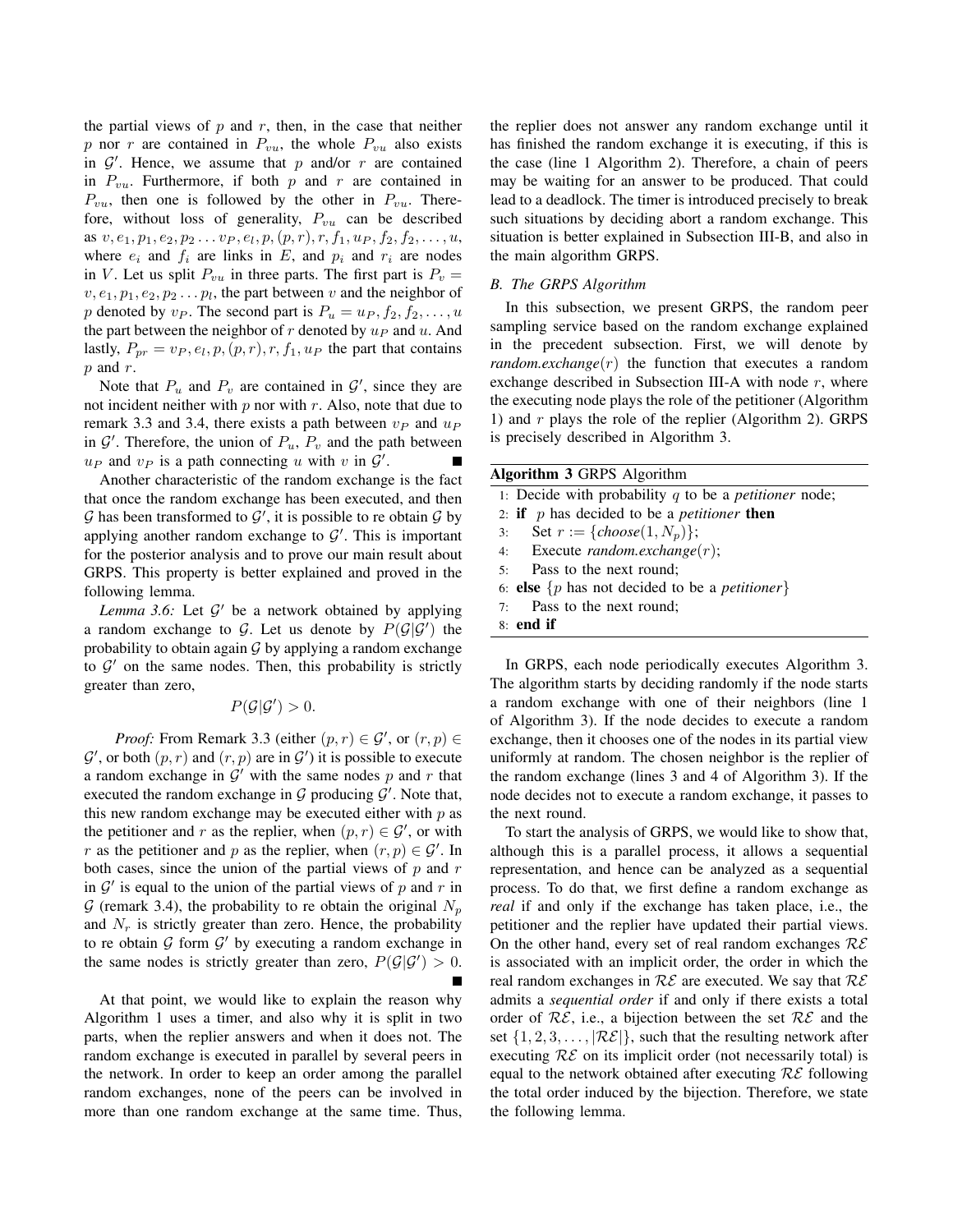the partial views of $p$ and $r$, then, in the case that neither $p$ nor $r$ are contained in $P_{vu}$, the whole $P_{vu}$ also exists in $\mathcal{G}'$. Hence, we assume that $p$ and/or $r$ are contained in $P_{vu}$. Furthermore, if both $p$ and $r$ are contained in $P_{vu}$, then one is followed by the other in $P_{vu}$. Therefore, without loss of generality, $P_{vu}$ can be described as $v, e_1, p_1, e_2, p_2 \dots v_P, e_l, p, (p,r), r, f_1, u_P, f_2, f_2, \dots, u$, where $e_i$ and $f_i$ are links in $E$, and $p_i$ and $r_i$ are nodes in $V$. Let us split $P_{vu}$ in three parts. The first part is $P_v = v, e_1, p_1, e_2, p_2 \dots p_l$, the part between $v$ and the neighbor of $p$ denoted by $v_P$. The second part is $P_u = u_P, f_2, f_2, \dots, u$ the part between the neighbor of $r$ denoted by $u_P$ and $u$. And lastly, $P_{pr} = v_P, e_l, p, (p,r), r, f_1, u_P$ the part that contains $p$ and $r$.

Note that $P_u$ and $P_v$ are contained in $\mathcal{G}'$, since they are not incident neither with $p$ nor with $r$. Also, note that due to remark 3.3 and 3.4, there exists a path between $v_P$ and $u_P$ in $\mathcal{G}'$. Therefore, the union of $P_u$, $P_v$ and the path between $u_P$ and $v_P$ is a path connecting $u$ with $v$ in $\mathcal{G}'$. ∎

Another characteristic of the random exchange is the fact that once the random exchange has been executed, and then $\mathcal{G}$ has been transformed to $\mathcal{G}'$, it is possible to re obtain $\mathcal{G}$ by applying another random exchange to $\mathcal{G}'$. This is important for the posterior analysis and to prove our main result about GRPS. This property is better explained and proved in the following lemma.

*Lemma 3.6:* Let $\mathcal{G}'$ be a network obtained by applying a random exchange to $\mathcal{G}$. Let us denote by $P(\mathcal{G}|\mathcal{G}')$ the probability to obtain again $\mathcal{G}$ by applying a random exchange to $\mathcal{G}'$ on the same nodes. Then, this probability is strictly greater than zero,

$$P(\mathcal{G}|\mathcal{G}') > 0.$$

*Proof:* From Remark 3.3 (either $(p,r) \in \mathcal{G}'$, or $(r,p) \in \mathcal{G}'$, or both $(p,r)$ and $(r,p)$ are in $\mathcal{G}'$) it is possible to execute a random exchange in $\mathcal{G}'$ with the same nodes $p$ and $r$ that executed the random exchange in $\mathcal{G}$ producing $\mathcal{G}'$. Note that, this new random exchange may be executed either with $p$ as the petitioner and $r$ as the replier, when $(p,r) \in \mathcal{G}'$, or with $r$ as the petitioner and $p$ as the replier, when $(r,p) \in \mathcal{G}'$. In both cases, since the union of the partial views of $p$ and $r$ in $\mathcal{G}'$ is equal to the union of the partial views of $p$ and $r$ in $\mathcal{G}$ (remark 3.4), the probability to re obtain the original $N_p$ and $N_r$ is strictly greater than zero. Hence, the probability to re obtain $\mathcal{G}$ form $\mathcal{G}'$ by executing a random exchange in the same nodes is strictly greater than zero, $P(\mathcal{G}|\mathcal{G}') > 0$. ∎

At that point, we would like to explain the reason why Algorithm 1 uses a timer, and also why it is split in two parts, when the replier answers and when it does not. The random exchange is executed in parallel by several peers in the network. In order to keep an order among the parallel random exchanges, none of the peers can be involved in more than one random exchange at the same time. Thus, the replier does not answer any random exchange until it has finished the random exchange it is executing, if this is the case (line 1 Algorithm 2). Therefore, a chain of peers may be waiting for an answer to be produced. That could lead to a deadlock. The timer is introduced precisely to break such situations by deciding abort a random exchange. This situation is better explained in Subsection III-B, and also in the main algorithm GRPS.

### B. The GRPS Algorithm

In this subsection, we present GRPS, the random peer sampling service based on the random exchange explained in the precedent subsection. First, we will denote by *random.exchange*$(r)$ the function that executes a random exchange described in Subsection III-A with node $r$, where the executing node plays the role of the petitioner (Algorithm 1) and $r$ plays the role of the replier (Algorithm 2). GRPS is precisely described in Algorithm 3.

**Algorithm 3** GRPS Algorithm

```
1: Decide with probability q to be a petitioner node;
2: if p has decided to be a petitioner then
3:     Set r := {choose(1, N_p)};
4:     Execute random.exchange(r);
5:     Pass to the next round;
6: else {p has not decided to be a petitioner}
7:     Pass to the next round;
8: end if
```

In GRPS, each node periodically executes Algorithm 3. The algorithm starts by deciding randomly if the node starts a random exchange with one of their neighbors (line 1 of Algorithm 3). If the node decides to execute a random exchange, then it chooses one of the nodes in its partial view uniformly at random. The chosen neighbor is the replier of the random exchange (lines 3 and 4 of Algorithm 3). If the node decides not to execute a random exchange, it passes to the next round.

To start the analysis of GRPS, we would like to show that, although this is a parallel process, it allows a sequential representation, and hence can be analyzed as a sequential process. To do that, we first define a random exchange as *real* if and only if the exchange has taken place, i.e., the petitioner and the replier have updated their partial views. On the other hand, every set of real random exchanges $\mathcal{RE}$ is associated with an implicit order, the order in which the real random exchanges in $\mathcal{RE}$ are executed. We say that $\mathcal{RE}$ admits a *sequential order* if and only if there exists a total order of $\mathcal{RE}$, i.e., a bijection between the set $\mathcal{RE}$ and the set $\{1, 2, 3, \dots, |\mathcal{RE}|\}$, such that the resulting network after executing $\mathcal{RE}$ on its implicit order (not necessarily total) is equal to the network obtained after executing $\mathcal{RE}$ following the total order induced by the bijection. Therefore, we state the following lemma.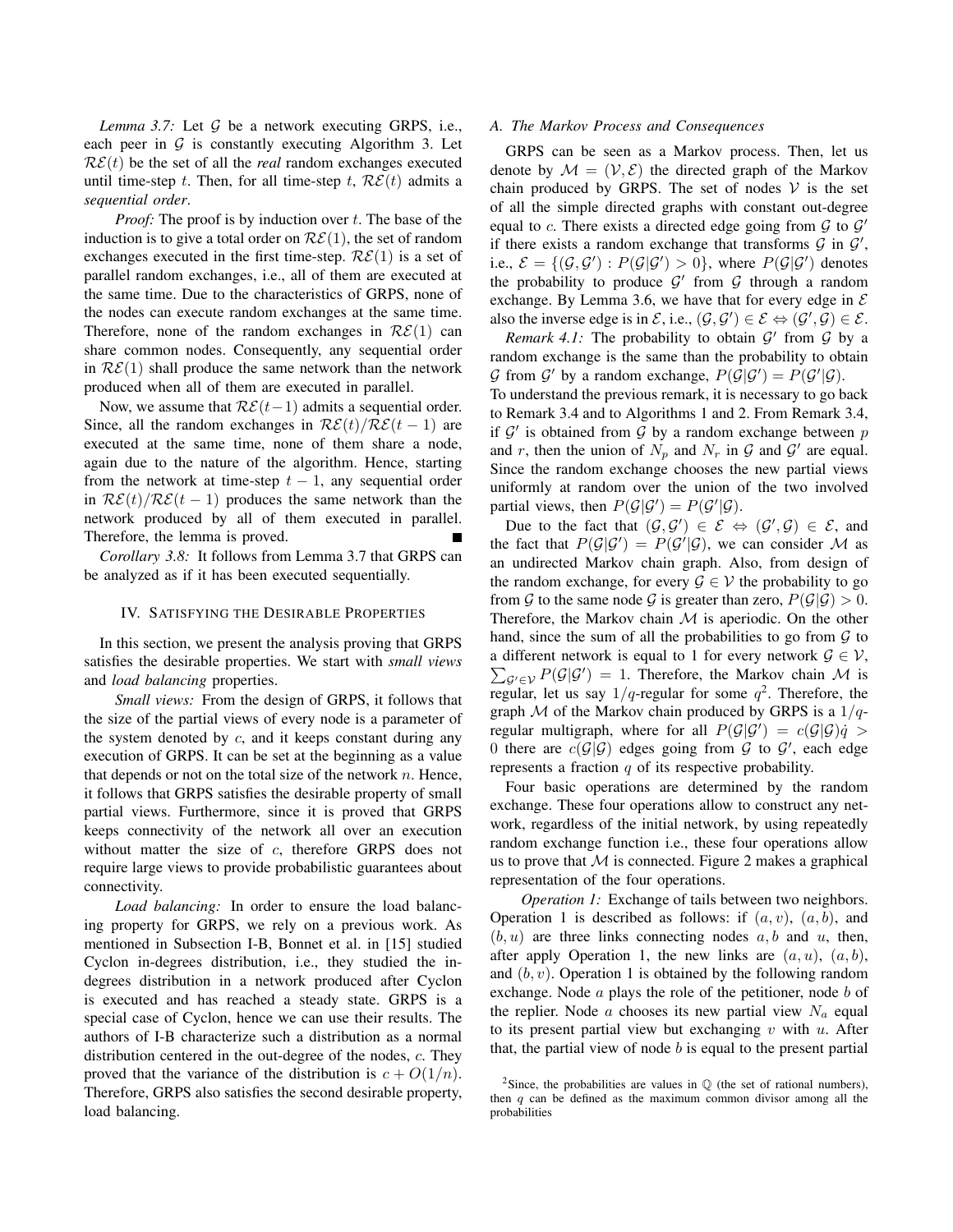*Lemma 3.7:* Let $\mathcal{G}$ be a network executing GRPS, i.e., each peer in $\mathcal{G}$ is constantly executing Algorithm 3. Let $\mathcal{RE}(t)$ be the set of all the *real* random exchanges executed until time-step $t$. Then, for all time-step $t$, $\mathcal{RE}(t)$ admits a *sequential order*.

*Proof:* The proof is by induction over $t$. The base of the induction is to give a total order on $\mathcal{RE}(1)$, the set of random exchanges executed in the first time-step. $\mathcal{RE}(1)$ is a set of parallel random exchanges, i.e., all of them are executed at the same time. Due to the characteristics of GRPS, none of the nodes can execute random exchanges at the same time. Therefore, none of the random exchanges in $\mathcal{RE}(1)$ can share common nodes. Consequently, any sequential order in $\mathcal{RE}(1)$ shall produce the same network than the network produced when all of them are executed in parallel.

Now, we assume that $\mathcal{RE}(t-1)$ admits a sequential order. Since, all the random exchanges in $\mathcal{RE}(t)/\mathcal{RE}(t-1)$ are executed at the same time, none of them share a node, again due to the nature of the algorithm. Hence, starting from the network at time-step $t-1$, any sequential order in $\mathcal{RE}(t)/\mathcal{RE}(t-1)$ produces the same network than the network produced by all of them executed in parallel. Therefore, the lemma is proved. ∎

*Corollary 3.8:* It follows from Lemma 3.7 that GRPS can be analyzed as if it has been executed sequentially.

## IV. Satisfying the Desirable Properties

In this section, we present the analysis proving that GRPS satisfies the desirable properties. We start with *small views* and *load balancing* properties.

*Small views:* From the design of GRPS, it follows that the size of the partial views of every node is a parameter of the system denoted by $c$, and it keeps constant during any execution of GRPS. It can be set at the beginning as a value that depends or not on the total size of the network $n$. Hence, it follows that GRPS satisfies the desirable property of small partial views. Furthermore, since it is proved that GRPS keeps connectivity of the network all over an execution without matter the size of $c$, therefore GRPS does not require large views to provide probabilistic guarantees about connectivity.

*Load balancing:* In order to ensure the load balancing property for GRPS, we rely on a previous work. As mentioned in Subsection I-B, Bonnet et al. in [15] studied Cyclon in-degrees distribution, i.e., they studied the in-degrees distribution in a network produced after Cyclon is executed and has reached a steady state. GRPS is a special case of Cyclon, hence we can use their results. The authors of I-B characterize such a distribution as a normal distribution centered in the out-degree of the nodes, $c$. They proved that the variance of the distribution is $c + O(1/n)$. Therefore, GRPS also satisfies the second desirable property, load balancing.

### A. The Markov Process and Consequences

GRPS can be seen as a Markov process. Then, let us denote by $\mathcal{M} = (\mathcal{V}, \mathcal{E})$ the directed graph of the Markov chain produced by GRPS. The set of nodes $\mathcal{V}$ is the set of all the simple directed graphs with constant out-degree equal to $c$. There exists a directed edge going from $\mathcal{G}$ to $\mathcal{G}'$ if there exists a random exchange that transforms $\mathcal{G}$ in $\mathcal{G}'$, i.e., $\mathcal{E} = \{(\mathcal{G}, \mathcal{G}') : P(\mathcal{G}|\mathcal{G}') > 0\}$, where $P(\mathcal{G}|\mathcal{G}')$ denotes the probability to produce $\mathcal{G}'$ from $\mathcal{G}$ through a random exchange. By Lemma 3.6, we have that for every edge in $\mathcal{E}$ also the inverse edge is in $\mathcal{E}$, i.e., $(\mathcal{G}, \mathcal{G}') \in \mathcal{E} \Leftrightarrow (\mathcal{G}', \mathcal{G}) \in \mathcal{E}$.

*Remark 4.1:* The probability to obtain $\mathcal{G}'$ from $\mathcal{G}$ by a random exchange is the same than the probability to obtain $\mathcal{G}$ from $\mathcal{G}'$ by a random exchange, $P(\mathcal{G}|\mathcal{G}') = P(\mathcal{G}'|\mathcal{G})$.

To understand the previous remark, it is necessary to go back to Remark 3.4 and to Algorithms 1 and 2. From Remark 3.4, if $\mathcal{G}'$ is obtained from $\mathcal{G}$ by a random exchange between $p$ and $r$, then the union of $N_p$ and $N_r$ in $\mathcal{G}$ and $\mathcal{G}'$ are equal. Since the random exchange chooses the new partial views uniformly at random over the union of the two involved partial views, then $P(\mathcal{G}|\mathcal{G}') = P(\mathcal{G}'|\mathcal{G})$.

Due to the fact that $(\mathcal{G}, \mathcal{G}') \in \mathcal{E} \Leftrightarrow (\mathcal{G}', \mathcal{G}) \in \mathcal{E}$, and the fact that $P(\mathcal{G}|\mathcal{G}') = P(\mathcal{G}'|\mathcal{G})$, we can consider $\mathcal{M}$ as an undirected Markov chain graph. Also, from design of the random exchange, for every $\mathcal{G} \in \mathcal{V}$ the probability to go from $\mathcal{G}$ to the same node $\mathcal{G}$ is greater than zero, $P(\mathcal{G}|\mathcal{G}) > 0$. Therefore, the Markov chain $\mathcal{M}$ is aperiodic. On the other hand, since the sum of all the probabilities to go from $\mathcal{G}$ to a different network is equal to 1 for every network $\mathcal{G} \in \mathcal{V}$, $\sum_{\mathcal{G}' \in \mathcal{V}} P(\mathcal{G}|\mathcal{G}') = 1$. Therefore, the Markov chain $\mathcal{M}$ is regular, let us say $1/q$-regular for some $q$[2]. Therefore, the graph $\mathcal{M}$ of the Markov chain produced by GRPS is a $1/q$-regular multigraph, where for all $P(\mathcal{G}|\mathcal{G}') = c(\mathcal{G}|\mathcal{G})\dot{q} > 0$ there are $c(\mathcal{G}|\mathcal{G})$ edges going from $\mathcal{G}$ to $\mathcal{G}'$, each edge represents a fraction $q$ of its respective probability.

Four basic operations are determined by the random exchange. These four operations allow to construct any network, regardless of the initial network, by using repeatedly random exchange function i.e., these four operations allow us to prove that $\mathcal{M}$ is connected. Figure 2 makes a graphical representation of the four operations.

*Operation 1:* Exchange of tails between two neighbors. Operation 1 is described as follows: if $(a, v)$, $(a, b)$, and $(b, u)$ are three links connecting nodes $a, b$ and $u$, then, after apply Operation 1, the new links are $(a, u)$, $(a, b)$, and $(b, v)$. Operation 1 is obtained by the following random exchange. Node $a$ plays the role of the petitioner, node $b$ of the replier. Node $a$ chooses its new partial view $N_a$ equal to its present partial view but exchanging $v$ with $u$. After that, the partial view of node $b$ is equal to the present partial

[2] Since, the probabilities are values in $\mathbb{Q}$ (the set of rational numbers), then $q$ can be defined as the maximum common divisor among all the probabilities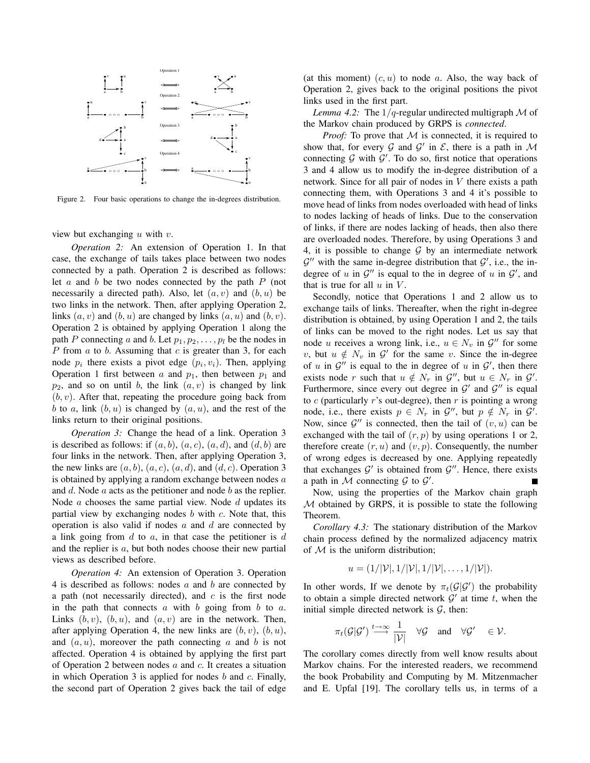Figure 2. Four basic operations to change the in-degrees distribution.

view but exchanging $u$ with $v$.

*Operation 2:* An extension of Operation 1. In that case, the exchange of tails takes place between two nodes connected by a path. Operation 2 is described as follows: let $a$ and $b$ be two nodes connected by the path $P$ (not necessarily a directed path). Also, let $(a, v)$ and $(b, u)$ be two links in the network. Then, after applying Operation 2, links $(a, v)$ and $(b, u)$ are changed by links $(a, u)$ and $(b, v)$. Operation 2 is obtained by applying Operation 1 along the path $P$ connecting $a$ and $b$. Let $p_1, p_2, \ldots, p_l$ be the nodes in $P$ from $a$ to $b$. Assuming that $c$ is greater than 3, for each node $p_i$ there exists a pivot edge $(p_i, v_i)$. Then, applying Operation 1 first between $a$ and $p_1$, then between $p_1$ and $p_2$, and so on until $b$, the link $(a, v)$ is changed by link $(b, v)$. After that, repeating the procedure going back from $b$ to $a$, link $(b, u)$ is changed by $(a, u)$, and the rest of the links return to their original positions.

*Operation 3:* Change the head of a link. Operation 3 is described as follows: if $(a, b)$, $(a, c)$, $(a, d)$, and $(d, b)$ are four links in the network. Then, after applying Operation 3, the new links are $(a, b)$, $(a, c)$, $(a, d)$, and $(d, c)$. Operation 3 is obtained by applying a random exchange between nodes $a$ and $d$. Node $a$ acts as the petitioner and node $b$ as the replier. Node $a$ chooses the same partial view. Node $d$ updates its partial view by exchanging nodes $b$ with $c$. Note that, this operation is also valid if nodes $a$ and $d$ are connected by a link going from $d$ to $a$, in that case the petitioner is $d$ and the replier is $a$, but both nodes choose their new partial views as described before.

*Operation 4:* An extension of Operation 3. Operation 4 is described as follows: nodes $a$ and $b$ are connected by a path (not necessarily directed), and $c$ is the first node in the path that connects $a$ with $b$ going from $b$ to $a$. Links $(b, v)$, $(b, u)$, and $(a, v)$ are in the network. Then, after applying Operation 4, the new links are $(b, v)$, $(b, u)$, and $(a, u)$, moreover the path connecting $a$ and $b$ is not affected. Operation 4 is obtained by applying the first part of Operation 2 between nodes $a$ and $c$. It creates a situation in which Operation 3 is applied for nodes $b$ and $c$. Finally, the second part of Operation 2 gives back the tail of edge (at this moment) $(c, u)$ to node $a$. Also, the way back of Operation 2, gives back to the original positions the pivot links used in the first part.

*Lemma 4.2:* The $1/q$-regular undirected multigraph $\mathcal{M}$ of the Markov chain produced by GRPS is *connected*.

*Proof:* To prove that $\mathcal{M}$ is connected, it is required to show that, for every $\mathcal{G}$ and $\mathcal{G}'$ in $\mathcal{E}$, there is a path in $\mathcal{M}$ connecting $\mathcal{G}$ with $\mathcal{G}'$. To do so, first notice that operations 3 and 4 allow us to modify the in-degree distribution of a network. Since for all pair of nodes in $V$ there exists a path connecting them, with Operations 3 and 4 it's possible to move head of links from nodes overloaded with head of links to nodes lacking of heads of links. Due to the conservation of links, if there are nodes lacking of heads, then also there are overloaded nodes. Therefore, by using Operations 3 and 4, it is possible to change $\mathcal{G}$ by an intermediate network $\mathcal{G}''$ with the same in-degree distribution that $\mathcal{G}'$, i.e., the in-degree of $u$ in $\mathcal{G}''$ is equal to the in degree of $u$ in $\mathcal{G}'$, and that is true for all $u$ in $V$.

Secondly, notice that Operations 1 and 2 allow us to exchange tails of links. Thereafter, when the right in-degree distribution is obtained, by using Operation 1 and 2, the tails of links can be moved to the right nodes. Let us say that node $u$ receives a wrong link, i.e., $u \in N_v$ in $\mathcal{G}''$ for some $v$, but $u \notin N_v$ in $\mathcal{G}'$ for the same $v$. Since the in-degree of $u$ in $\mathcal{G}''$ is equal to the in degree of $u$ in $\mathcal{G}'$, then there exists node $r$ such that $u \notin N_r$ in $\mathcal{G}''$, but $u \in N_r$ in $\mathcal{G}'$. Furthermore, since every out degree in $\mathcal{G}'$ and $\mathcal{G}''$ is equal to $c$ (particularly $r$'s out-degree), then $r$ is pointing a wrong node, i.e., there exists $p \in N_r$ in $\mathcal{G}''$, but $p \notin N_r$ in $\mathcal{G}'$. Now, since $\mathcal{G}''$ is connected, then the tail of $(v, u)$ can be exchanged with the tail of $(r, p)$ by using operations 1 or 2, therefore create $(r, u)$ and $(v, p)$. Consequently, the number of wrong edges is decreased by one. Applying repeatedly that exchanges $\mathcal{G}'$ is obtained from $\mathcal{G}''$. Hence, there exists a path in $\mathcal{M}$ connecting $\mathcal{G}$ to $\mathcal{G}'$. ∎

Now, using the properties of the Markov chain graph $\mathcal{M}$ obtained by GRPS, it is possible to state the following Theorem.

*Corollary 4.3:* The stationary distribution of the Markov chain process defined by the normalized adjacency matrix of $\mathcal{M}$ is the uniform distribution;

$$u = (1/|\mathcal{V}|, 1/|\mathcal{V}|, 1/|\mathcal{V}|, \ldots, 1/|\mathcal{V}|).$$

In other words, If we denote by $\pi_t(\mathcal{G}|\mathcal{G}')$ the probability to obtain a simple directed network $\mathcal{G}'$ at time $t$, when the initial simple directed network is $\mathcal{G}$, then:

$$\pi_t(\mathcal{G}|\mathcal{G}') \overset{t \to \infty}{\longrightarrow} \frac{1}{|\mathcal{V}|} \quad \forall \mathcal{G} \quad \text{and} \quad \forall \mathcal{G}' \quad \in \mathcal{V}.$$

The corollary comes directly from well know results about Markov chains. For the interested readers, we recommend the book Probability and Computing by M. Mitzenmacher and E. Upfal [19]. The corollary tells us, in terms of a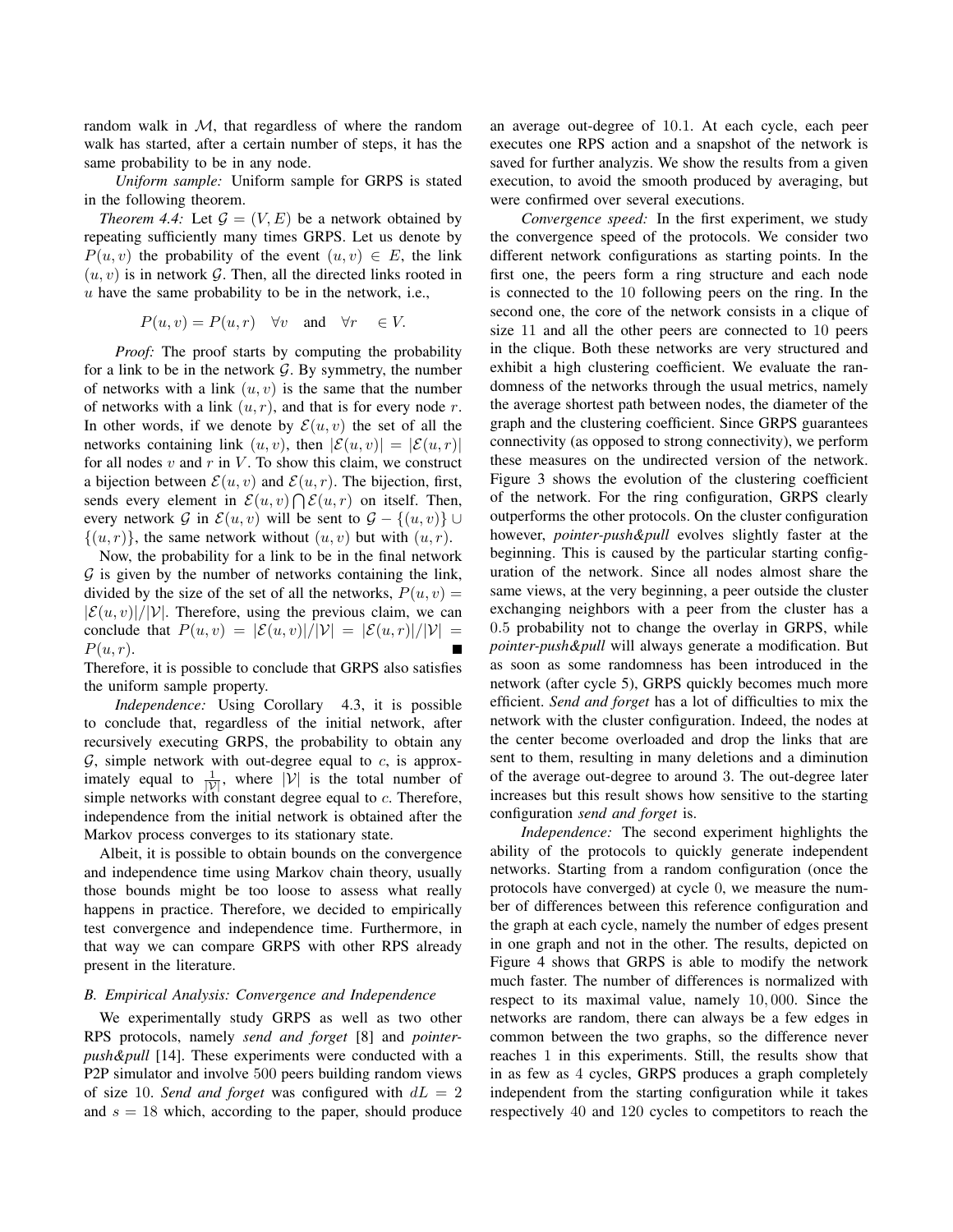random walk in $\mathcal{M}$, that regardless of where the random walk has started, after a certain number of steps, it has the same probability to be in any node.

*Uniform sample:* Uniform sample for GRPS is stated in the following theorem.

*Theorem 4.4:* Let $\mathcal{G} = (V, E)$ be a network obtained by repeating sufficiently many times GRPS. Let us denote by $P(u, v)$ the probability of the event $(u, v) \in E$, the link $(u, v)$ is in network $\mathcal{G}$. Then, all the directed links rooted in $u$ have the same probability to be in the network, i.e.,

$$P(u, v) = P(u, r) \quad \forall v \quad \text{and} \quad \forall r \quad \in V.$$

*Proof:* The proof starts by computing the probability for a link to be in the network $\mathcal{G}$. By symmetry, the number of networks with a link $(u, v)$ is the same that the number of networks with a link $(u, r)$, and that is for every node $r$. In other words, if we denote by $\mathcal{E}(u, v)$ the set of all the networks containing link $(u, v)$, then $|\mathcal{E}(u, v)| = |\mathcal{E}(u, r)|$ for all nodes $v$ and $r$ in $V$. To show this claim, we construct a bijection between $\mathcal{E}(u, v)$ and $\mathcal{E}(u, r)$. The bijection, first, sends every element in $\mathcal{E}(u, v) \bigcap \mathcal{E}(u, r)$ on itself. Then, every network $\mathcal{G}$ in $\mathcal{E}(u, v)$ will be sent to $\mathcal{G} - \{(u, v)\} \cup \{(u, r)\}$, the same network without $(u, v)$ but with $(u, r)$.

Now, the probability for a link to be in the final network $\mathcal{G}$ is given by the number of networks containing the link, divided by the size of the set of all the networks, $P(u, v) = |\mathcal{E}(u, v)|/|\mathcal{V}|$. Therefore, using the previous claim, we can conclude that $P(u, v) = |\mathcal{E}(u, v)|/|\mathcal{V}| = |\mathcal{E}(u, r)|/|\mathcal{V}| = P(u, r)$. ■

Therefore, it is possible to conclude that GRPS also satisfies the uniform sample property.

*Independence:* Using Corollary 4.3, it is possible to conclude that, regardless of the initial network, after recursively executing GRPS, the probability to obtain any $\mathcal{G}$, simple network with out-degree equal to $c$, is approximately equal to $\frac{1}{|\mathcal{V}|}$, where $|\mathcal{V}|$ is the total number of simple networks with constant degree equal to $c$. Therefore, independence from the initial network is obtained after the Markov process converges to its stationary state.

Albeit, it is possible to obtain bounds on the convergence and independence time using Markov chain theory, usually those bounds might be too loose to assess what really happens in practice. Therefore, we decided to empirically test convergence and independence time. Furthermore, in that way we can compare GRPS with other RPS already present in the literature.

### B. Empirical Analysis: Convergence and Independence

We experimentally study GRPS as well as two other RPS protocols, namely *send and forget* [8] and *pointer-push&pull* [14]. These experiments were conducted with a P2P simulator and involve 500 peers building random views of size 10. *Send and forget* was configured with $dL = 2$ and $s = 18$ which, according to the paper, should produce an average out-degree of 10.1. At each cycle, each peer executes one RPS action and a snapshot of the network is saved for further analyzis. We show the results from a given execution, to avoid the smooth produced by averaging, but were confirmed over several executions.

*Convergence speed:* In the first experiment, we study the convergence speed of the protocols. We consider two different network configurations as starting points. In the first one, the peers form a ring structure and each node is connected to the 10 following peers on the ring. In the second one, the core of the network consists in a clique of size 11 and all the other peers are connected to 10 peers in the clique. Both these networks are very structured and exhibit a high clustering coefficient. We evaluate the randomness of the networks through the usual metrics, namely the average shortest path between nodes, the diameter of the graph and the clustering coefficient. Since GRPS guarantees connectivity (as opposed to strong connectivity), we perform these measures on the undirected version of the network. Figure 3 shows the evolution of the clustering coefficient of the network. For the ring configuration, GRPS clearly outperforms the other protocols. On the cluster configuration however, *pointer-push&pull* evolves slightly faster at the beginning. This is caused by the particular starting configuration of the network. Since all nodes almost share the same views, at the very beginning, a peer outside the cluster exchanging neighbors with a peer from the cluster has a 0.5 probability not to change the overlay in GRPS, while *pointer-push&pull* will always generate a modification. But as soon as some randomness has been introduced in the network (after cycle 5), GRPS quickly becomes much more efficient. *Send and forget* has a lot of difficulties to mix the network with the cluster configuration. Indeed, the nodes at the center become overloaded and drop the links that are sent to them, resulting in many deletions and a diminution of the average out-degree to around 3. The out-degree later increases but this result shows how sensitive to the starting configuration *send and forget* is.

*Independence:* The second experiment highlights the ability of the protocols to quickly generate independent networks. Starting from a random configuration (once the protocols have converged) at cycle 0, we measure the number of differences between this reference configuration and the graph at each cycle, namely the number of edges present in one graph and not in the other. The results, depicted on Figure 4 shows that GRPS is able to modify the network much faster. The number of differences is normalized with respect to its maximal value, namely 10, 000. Since the networks are random, there can always be a few edges in common between the two graphs, so the difference never reaches 1 in this experiments. Still, the results show that in as few as 4 cycles, GRPS produces a graph completely independent from the starting configuration while it takes respectively 40 and 120 cycles to competitors to reach the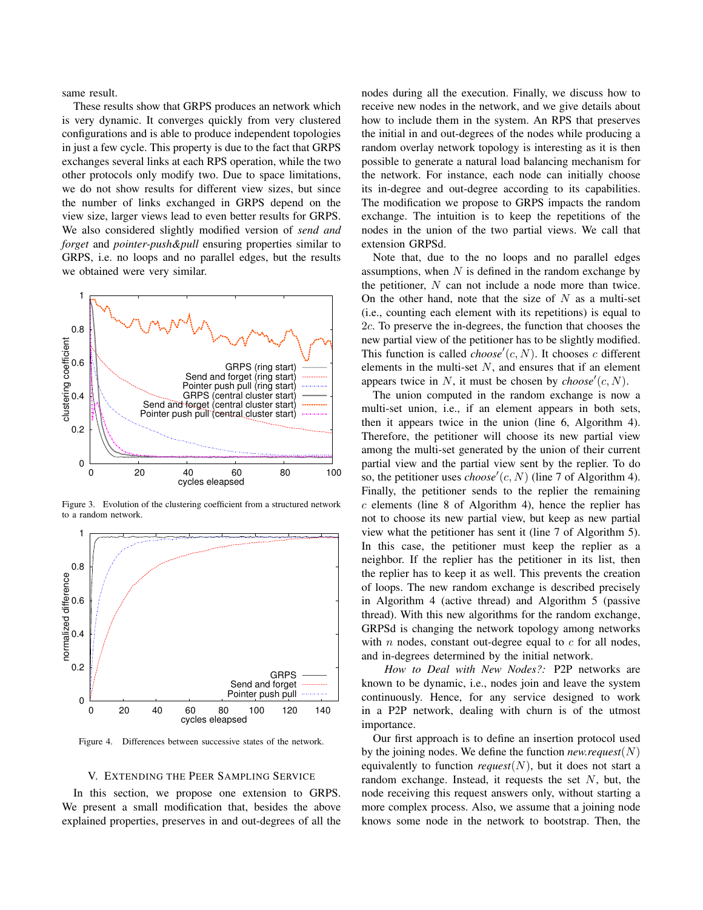same result.

These results show that GRPS produces an network which is very dynamic. It converges quickly from very clustered configurations and is able to produce independent topologies in just a few cycle. This property is due to the fact that GRPS exchanges several links at each RPS operation, while the two other protocols only modify two. Due to space limitations, we do not show results for different view sizes, but since the number of links exchanged in GRPS depend on the view size, larger views lead to even better results for GRPS. We also considered slightly modified version of *send and forget* and *pointer-push&pull* ensuring properties similar to GRPS, i.e. no loops and no parallel edges, but the results we obtained were very similar.

Figure 3. Evolution of the clustering coefficient from a structured network to a random network.

Figure 4. Differences between successive states of the network.

## V. Extending the Peer Sampling Service

In this section, we propose one extension to GRPS. We present a small modification that, besides the above explained properties, preserves in and out-degrees of all the nodes during all the execution. Finally, we discuss how to receive new nodes in the network, and we give details about how to include them in the system. An RPS that preserves the initial in and out-degrees of the nodes while producing a random overlay network topology is interesting as it is then possible to generate a natural load balancing mechanism for the network. For instance, each node can initially choose its in-degree and out-degree according to its capabilities. The modification we propose to GRPS impacts the random exchange. The intuition is to keep the repetitions of the nodes in the union of the two partial views. We call that extension GRPSd.

Note that, due to the no loops and no parallel edges assumptions, when $N$ is defined in the random exchange by the petitioner, $N$ can not include a node more than twice. On the other hand, note that the size of $N$ as a multi-set (i.e., counting each element with its repetitions) is equal to $2c$. To preserve the in-degrees, the function that chooses the new partial view of the petitioner has to be slightly modified. This function is called *choose*$'(c, N)$. It chooses $c$ different elements in the multi-set $N$, and ensures that if an element appears twice in $N$, it must be chosen by *choose*$'(c, N)$.

The union computed in the random exchange is now a multi-set union, i.e., if an element appears in both sets, then it appears twice in the union (line 6, Algorithm 4). Therefore, the petitioner will choose its new partial view among the multi-set generated by the union of their current partial view and the partial view sent by the replier. To do so, the petitioner uses *choose*$'(c, N)$ (line 7 of Algorithm 4). Finally, the petitioner sends to the replier the remaining $c$ elements (line 8 of Algorithm 4), hence the replier has not to choose its new partial view, but keep as new partial view what the petitioner has sent it (line 7 of Algorithm 5). In this case, the petitioner must keep the replier as a neighbor. If the replier has the petitioner in its list, then the replier has to keep it as well. This prevents the creation of loops. The new random exchange is described precisely in Algorithm 4 (active thread) and Algorithm 5 (passive thread). With this new algorithms for the random exchange, GRPSd is changing the network topology among networks with $n$ nodes, constant out-degree equal to $c$ for all nodes, and in-degrees determined by the initial network.

*How to Deal with New Nodes?:* P2P networks are known to be dynamic, i.e., nodes join and leave the system continuously. Hence, for any service designed to work in a P2P network, dealing with churn is of the utmost importance.

Our first approach is to define an insertion protocol used by the joining nodes. We define the function *new.request*$(N)$ equivalently to function *request*$(N)$, but it does not start a random exchange. Instead, it requests the set $N$, but, the node receiving this request answers only, without starting a more complex process. Also, we assume that a joining node knows some node in the network to bootstrap. Then, the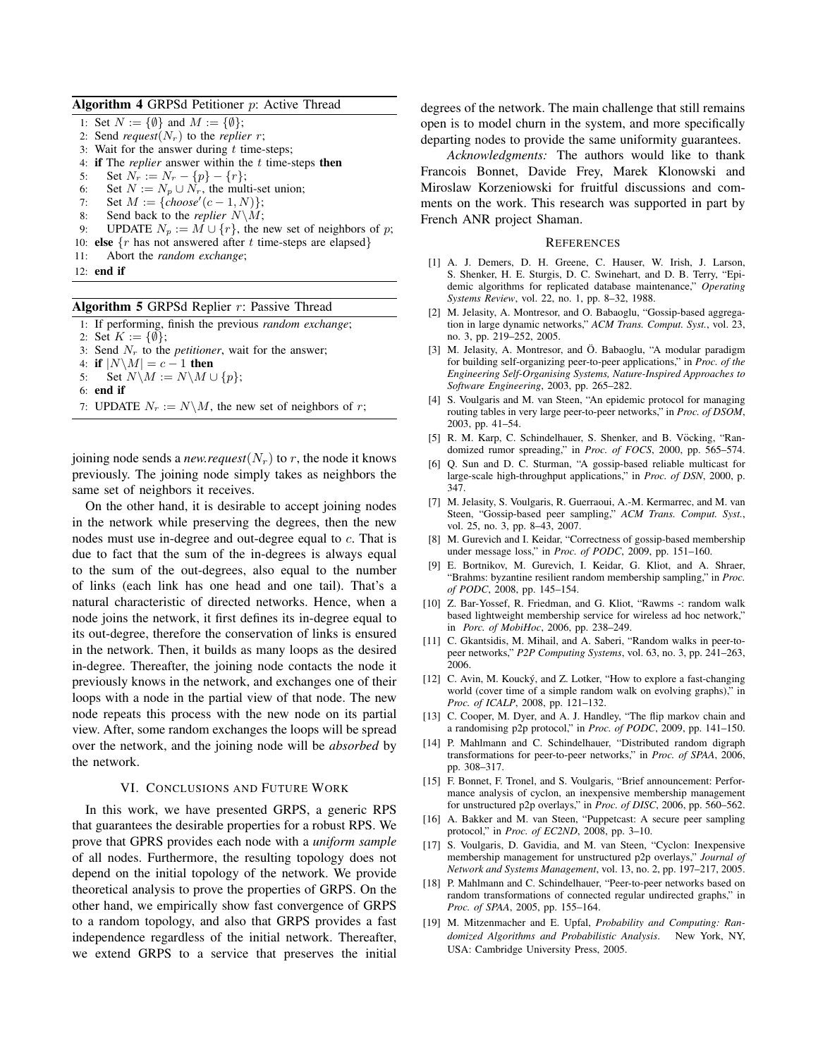**Algorithm 4** GRPSd Petitioner $p$: Active Thread

1: Set $N := \{\emptyset\}$ and $M := \{\emptyset\}$;
2: Send *request*($N_r$) to the *replier* $r$;
3: Wait for the answer during $t$ time-steps;
4: **if** The *replier* answer within the $t$ time-steps **then**
5: Set $N_r := N_r - \{p\} - \{r\}$;
6: Set $N := N_p \cup N_r$, the multi-set union;
7: Set $M := \{choose'(c-1, N)\}$;
8: Send back to the *replier* $N \backslash M$;
9: UPDATE $N_p := M \cup \{r\}$, the new set of neighbors of $p$;
10: **else** $\{r$ has not answered after $t$ time-steps are elapsed$\}$
11: Abort the *random exchange*;
12: **end if**

**Algorithm 5** GRPSd Replier $r$: Passive Thread

1: If performing, finish the previous *random exchange*;
2: Set $K := \{\emptyset\}$;
3: Send $N_r$ to the *petitioner*, wait for the answer;
4: **if** $|N \backslash M| = c - 1$ **then**
5: Set $N \backslash M := N \backslash M \cup \{p\}$;
6: **end if**
7: UPDATE $N_r := N \backslash M$, the new set of neighbors of $r$;

joining node sends a *new.request*($N_r$) to $r$, the node it knows previously. The joining node simply takes as neighbors the same set of neighbors it receives.

On the other hand, it is desirable to accept joining nodes in the network while preserving the degrees, then the new nodes must use in-degree and out-degree equal to $c$. That is due to fact that the sum of the in-degrees is always equal to the sum of the out-degrees, also equal to the number of links (each link has one head and one tail). That's a natural characteristic of directed networks. Hence, when a node joins the network, it first defines its in-degree equal to its out-degree, therefore the conservation of links is ensured in the network. Then, it builds as many loops as the desired in-degree. Thereafter, the joining node contacts the node it previously knows in the network, and exchanges one of their loops with a node in the partial view of that node. The new node repeats this process with the new node on its partial view. After, some random exchanges the loops will be spread over the network, and the joining node will be *absorbed* by the network.

## VI. Conclusions and Future Work

In this work, we have presented GRPS, a generic RPS that guarantees the desirable properties for a robust RPS. We prove that GPRS provides each node with a *uniform sample* of all nodes. Furthermore, the resulting topology does not depend on the initial topology of the network. We provide theoretical analysis to prove the properties of GRPS. On the other hand, we empirically show fast convergence of GRPS to a random topology, and also that GRPS provides a fast independence regardless of the initial network. Thereafter, we extend GRPS to a service that preserves the initial degrees of the network. The main challenge that still remains open is to model churn in the system, and more specifically departing nodes to provide the same uniformity guarantees.

*Acknowledgments:* The authors would like to thank Francois Bonnet, Davide Frey, Marek Klonowski and Miroslaw Korzeniowski for fruitful discussions and comments on the work. This research was supported in part by French ANR project Shaman.

## References

[1] A. J. Demers, D. H. Greene, C. Hauser, W. Irish, J. Larson, S. Shenker, H. E. Sturgis, D. C. Swinehart, and D. B. Terry, "Epidemic algorithms for replicated database maintenance," *Operating Systems Review*, vol. 22, no. 1, pp. 8–32, 1988.

[2] M. Jelasity, A. Montresor, and O. Babaoglu, "Gossip-based aggregation in large dynamic networks," *ACM Trans. Comput. Syst.*, vol. 23, no. 3, pp. 219–252, 2005.

[3] M. Jelasity, A. Montresor, and Ö. Babaoglu, "A modular paradigm for building self-organizing peer-to-peer applications," in *Proc. of the Engineering Self-Organising Systems, Nature-Inspired Approaches to Software Engineering*, 2003, pp. 265–282.

[4] S. Voulgaris and M. van Steen, "An epidemic protocol for managing routing tables in very large peer-to-peer networks," in *Proc. of DSOM*, 2003, pp. 41–54.

[5] R. M. Karp, C. Schindelhauer, S. Shenker, and B. Vöcking, "Randomized rumor spreading," in *Proc. of FOCS*, 2000, pp. 565–574.

[6] Q. Sun and D. C. Sturman, "A gossip-based reliable multicast for large-scale high-throughput applications," in *Proc. of DSN*, 2000, p. 347.

[7] M. Jelasity, S. Voulgaris, R. Guerraoui, A.-M. Kermarrec, and M. van Steen, "Gossip-based peer sampling," *ACM Trans. Comput. Syst.*, vol. 25, no. 3, pp. 8–43, 2007.

[8] M. Gurevich and I. Keidar, "Correctness of gossip-based membership under message loss," in *Proc. of PODC*, 2009, pp. 151–160.

[9] E. Bortnikov, M. Gurevich, I. Keidar, G. Kliot, and A. Shraer, "Brahms: byzantine resilient random membership sampling," in *Proc. of PODC*, 2008, pp. 145–154.

[10] Z. Bar-Yossef, R. Friedman, and G. Kliot, "Rawms -: random walk based lightweight membership service for wireless ad hoc network," in *Porc. of MobiHoc*, 2006, pp. 238–249.

[11] C. Gkantsidis, M. Mihail, and A. Saberi, "Random walks in peer-to-peer networks," *P2P Computing Systems*, vol. 63, no. 3, pp. 241–263, 2006.

[12] C. Avin, M. Koucký, and Z. Lotker, "How to explore a fast-changing world (cover time of a simple random walk on evolving graphs)," in *Proc. of ICALP*, 2008, pp. 121–132.

[13] C. Cooper, M. Dyer, and A. J. Handley, "The flip markov chain and a randomising p2p protocol," in *Proc. of PODC*, 2009, pp. 141–150.

[14] P. Mahlmann and C. Schindelhauer, "Distributed random digraph transformations for peer-to-peer networks," in *Proc. of SPAA*, 2006, pp. 308–317.

[15] F. Bonnet, F. Tronel, and S. Voulgaris, "Brief announcement: Performance analysis of cyclon, an inexpensive membership management for unstructured p2p overlays," in *Proc. of DISC*, 2006, pp. 560–562.

[16] A. Bakker and M. van Steen, "Puppetcast: A secure peer sampling protocol," in *Proc. of EC2ND*, 2008, pp. 3–10.

[17] S. Voulgaris, D. Gavidia, and M. van Steen, "Cyclon: Inexpensive membership management for unstructured p2p overlays," *Journal of Network and Systems Management*, vol. 13, no. 2, pp. 197–217, 2005.

[18] P. Mahlmann and C. Schindelhauer, "Peer-to-peer networks based on random transformations of connected regular undirected graphs," in *Proc. of SPAA*, 2005, pp. 155–164.

[19] M. Mitzenmacher and E. Upfal, *Probability and Computing: Randomized Algorithms and Probabilistic Analysis*. New York, NY, USA: Cambridge University Press, 2005.